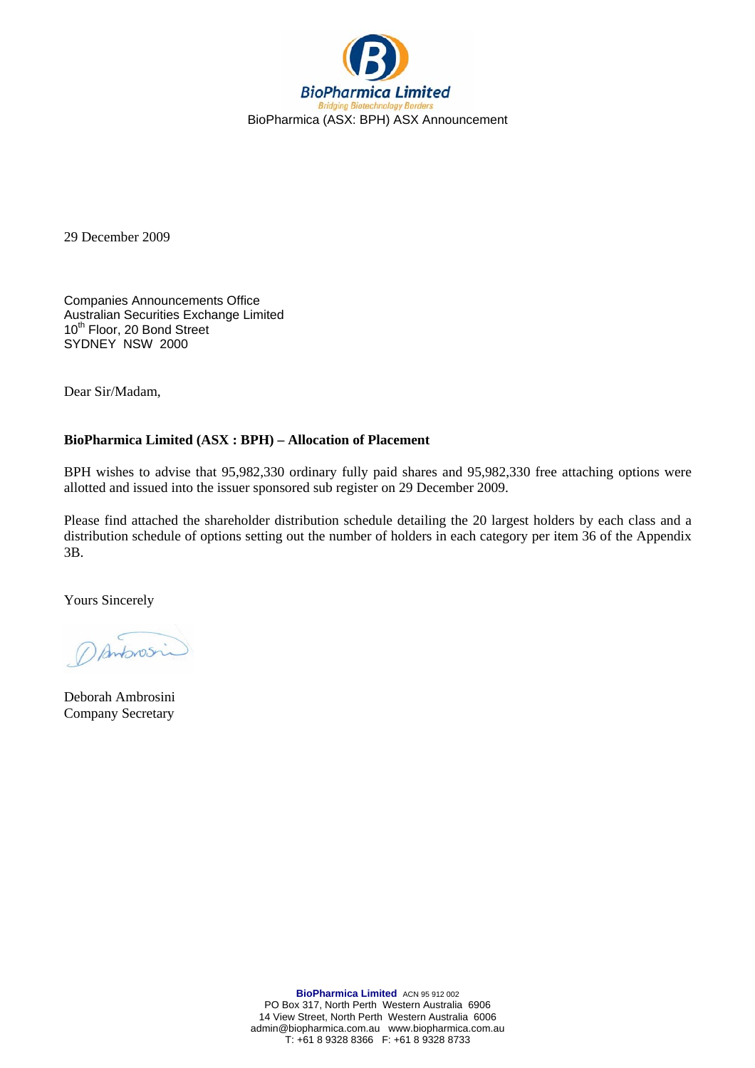BioPharmica Limited

*Bridging Biotechnology Borders*

BioPharmica (ASX: BPH) ASX Announcement

29 December 2009

Companies Announcements Office
Australian Securities Exchange Limited
10th Floor, 20 Bond Street
SYDNEY NSW 2000

Dear Sir/Madam,

**BioPharmica Limited (ASX : BPH) – Allocation of Placement**

BPH wishes to advise that 95,982,330 ordinary fully paid shares and 95,982,330 free attaching options were allotted and issued into the issuer sponsored sub register on 29 December 2009.

Please find attached the shareholder distribution schedule detailing the 20 largest holders by each class and a distribution schedule of options setting out the number of holders in each category per item 36 of the Appendix 3B.

Yours Sincerely

Deborah Ambrosini
Company Secretary

**BioPharmica Limited** ACN 95 912 002
PO Box 317, North Perth Western Australia 6906
14 View Street, North Perth Western Australia 6006
admin@biopharmica.com.au www.biopharmica.com.au
T: +61 8 9328 8366 F: +61 8 9328 8733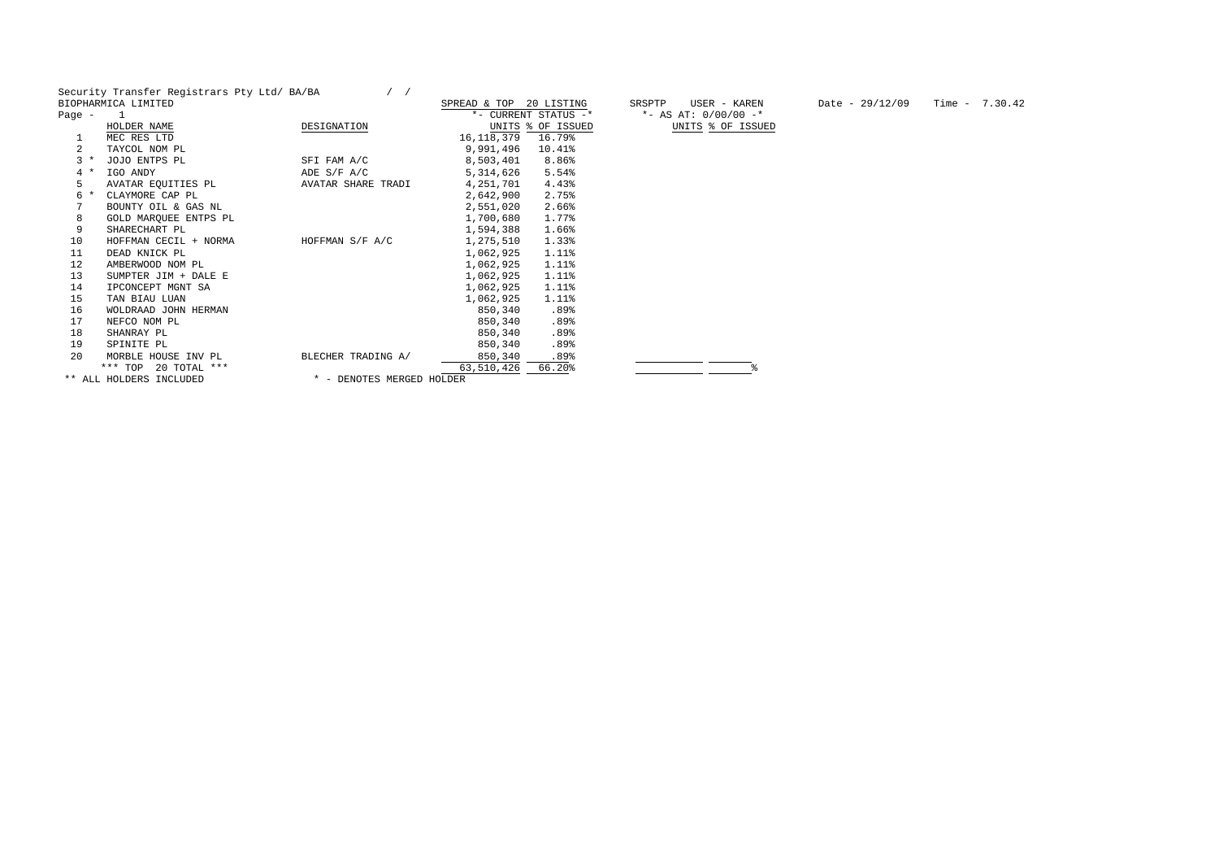Security Transfer Registrars Pty Ltd/ BA/BA / /

BIOPHARMICA LIMITED

Page - 1

SPREAD & TOP 20 LISTING

SRSPTP USER - KAREN

Date - 29/12/09 Time - 7.30.42

| | HOLDER NAME | DESIGNATION | *- CURRENT STATUS -* UNITS | % OF ISSUED | *- AS AT: 0/00/00 -* UNITS | % OF ISSUED |
|---|---|---|---|---|---|---|
| 1 | MEC RES LTD | | 16,118,379 | 16.79% | | |
| 2 | TAYCOL NOM PL | | 9,991,496 | 10.41% | | |
| 3 * | JOJO ENTPS PL | SFI FAM A/C | 8,503,401 | 8.86% | | |
| 4 * | IGO ANDY | ADE S/F A/C | 5,314,626 | 5.54% | | |
| 5 | AVATAR EQUITIES PL | AVATAR SHARE TRADI | 4,251,701 | 4.43% | | |
| 6 * | CLAYMORE CAP PL | | 2,642,900 | 2.75% | | |
| 7 | BOUNTY OIL & GAS NL | | 2,551,020 | 2.66% | | |
| 8 | GOLD MARQUEE ENTPS PL | | 1,700,680 | 1.77% | | |
| 9 | SHARECHART PL | | 1,594,388 | 1.66% | | |
| 10 | HOFFMAN CECIL + NORMA | HOFFMAN S/F A/C | 1,275,510 | 1.33% | | |
| 11 | DEAD KNICK PL | | 1,062,925 | 1.11% | | |
| 12 | AMBERWOOD NOM PL | | 1,062,925 | 1.11% | | |
| 13 | SUMPTER JIM + DALE E | | 1,062,925 | 1.11% | | |
| 14 | IPCONCEPT MGNT SA | | 1,062,925 | 1.11% | | |
| 15 | TAN BIAU LUAN | | 1,062,925 | 1.11% | | |
| 16 | WOLDRAAD JOHN HERMAN | | 850,340 | .89% | | |
| 17 | NEFCO NOM PL | | 850,340 | .89% | | |
| 18 | SHANRAY PL | | 850,340 | .89% | | |
| 19 | SPINITE PL | | 850,340 | .89% | | |
| 20 | MORBLE HOUSE INV PL | BLECHER TRADING A/ | 850,340 | .89% | | |
| | *** TOP 20 TOTAL *** | | 63,510,426 | 66.20% | | % |

** ALL HOLDERS INCLUDED

* - DENOTES MERGED HOLDER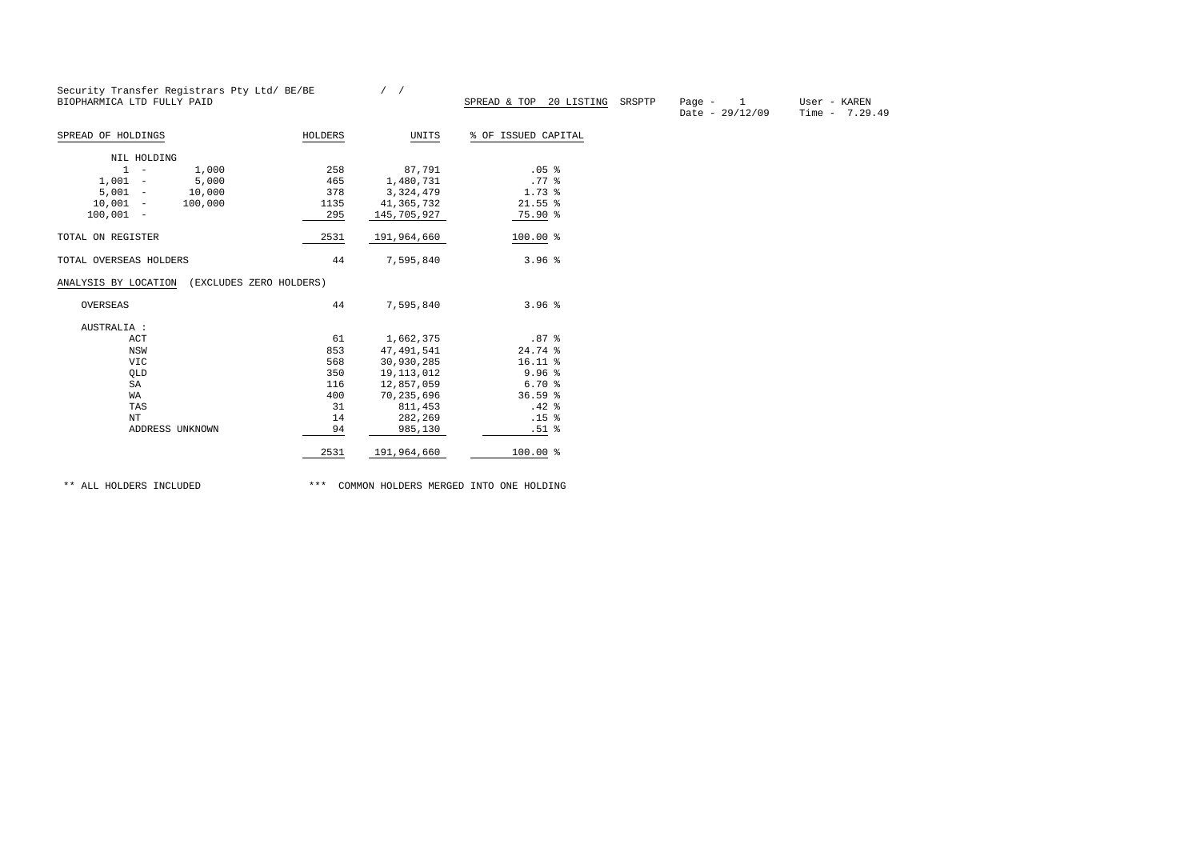Security Transfer Registrars Pty Ltd/ BE/BE / /

BIOPHARMICA LTD FULLY PAID

SPREAD & TOP 20 LISTING SRSPTP Page - 1 User - KAREN

Date - 29/12/09 Time - 7.29.49

| SPREAD OF HOLDINGS | HOLDERS | UNITS | % OF ISSUED CAPITAL |
|---|---|---|---|
| NIL HOLDING | | | |
| 1 - 1,000 | 258 | 87,791 | .05 % |
| 1,001 - 5,000 | 465 | 1,480,731 | .77 % |
| 5,001 - 10,000 | 378 | 3,324,479 | 1.73 % |
| 10,001 - 100,000 | 1135 | 41,365,732 | 21.55 % |
| 100,001 - | 295 | 145,705,927 | 75.90 % |
| TOTAL ON REGISTER | 2531 | 191,964,660 | 100.00 % |
| TOTAL OVERSEAS HOLDERS | 44 | 7,595,840 | 3.96 % |

ANALYSIS BY LOCATION (EXCLUDES ZERO HOLDERS)

| LOCATION | HOLDERS | UNITS | % OF ISSUED CAPITAL |
|---|---|---|---|
| OVERSEAS | 44 | 7,595,840 | 3.96 % |
| AUSTRALIA : | | | |
| ACT | 61 | 1,662,375 | .87 % |
| NSW | 853 | 47,491,541 | 24.74 % |
| VIC | 568 | 30,930,285 | 16.11 % |
| QLD | 350 | 19,113,012 | 9.96 % |
| SA | 116 | 12,857,059 | 6.70 % |
| WA | 400 | 70,235,696 | 36.59 % |
| TAS | 31 | 811,453 | .42 % |
| NT | 14 | 282,269 | .15 % |
| ADDRESS UNKNOWN | 94 | 985,130 | .51 % |
| | 2531 | 191,964,660 | 100.00 % |

** ALL HOLDERS INCLUDED *** COMMON HOLDERS MERGED INTO ONE HOLDING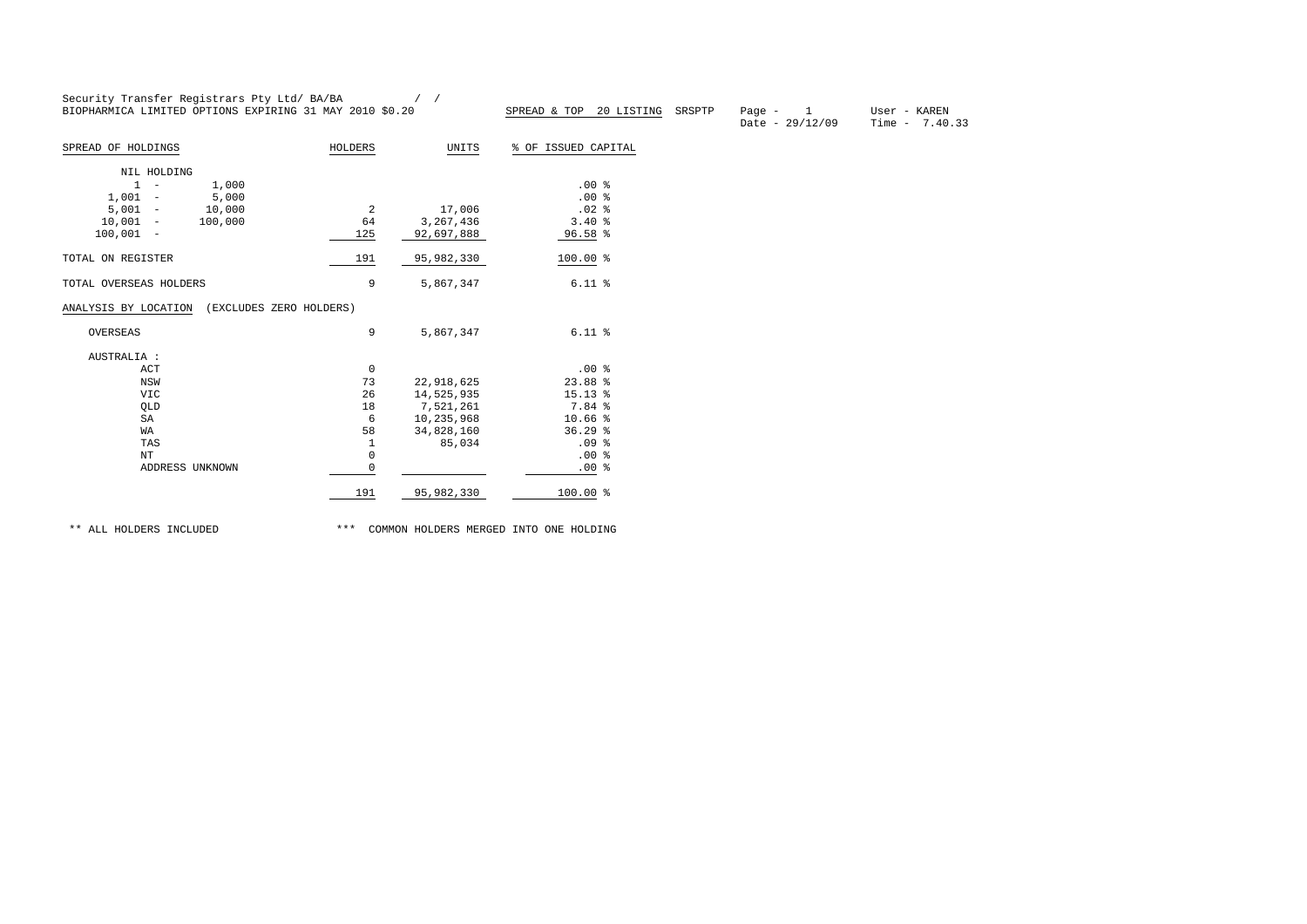Security Transfer Registrars Pty Ltd/ BA/BA / /

BIOPHARMICA LIMITED OPTIONS EXPIRING 31 MAY 2010 $0.20

SPREAD & TOP 20 LISTING SRSPTP Page - 1 User - KAREN
Date - 29/12/09 Time - 7.40.33

| SPREAD OF HOLDINGS | HOLDERS | UNITS | % OF ISSUED CAPITAL |
|---|---|---|---|
| NIL HOLDING | | | |
| 1 - 1,000 | | | .00 % |
| 1,001 - 5,000 | | | .00 % |
| 5,001 - 10,000 | 2 | 17,006 | .02 % |
| 10,001 - 100,000 | 64 | 3,267,436 | 3.40 % |
| 100,001 - | 125 | 92,697,888 | 96.58 % |
| TOTAL ON REGISTER | 191 | 95,982,330 | 100.00 % |
| TOTAL OVERSEAS HOLDERS | 9 | 5,867,347 | 6.11 % |

ANALYSIS BY LOCATION (EXCLUDES ZERO HOLDERS)

| | HOLDERS | UNITS | % OF ISSUED CAPITAL |
|---|---|---|---|
| OVERSEAS | 9 | 5,867,347 | 6.11 % |
| AUSTRALIA : | | | |
| ACT | 0 | | .00 % |
| NSW | 73 | 22,918,625 | 23.88 % |
| VIC | 26 | 14,525,935 | 15.13 % |
| QLD | 18 | 7,521,261 | 7.84 % |
| SA | 6 | 10,235,968 | 10.66 % |
| WA | 58 | 34,828,160 | 36.29 % |
| TAS | 1 | 85,034 | .09 % |
| NT | 0 | | .00 % |
| ADDRESS UNKNOWN | 0 | | .00 % |
| | 191 | 95,982,330 | 100.00 % |

** ALL HOLDERS INCLUDED *** COMMON HOLDERS MERGED INTO ONE HOLDING